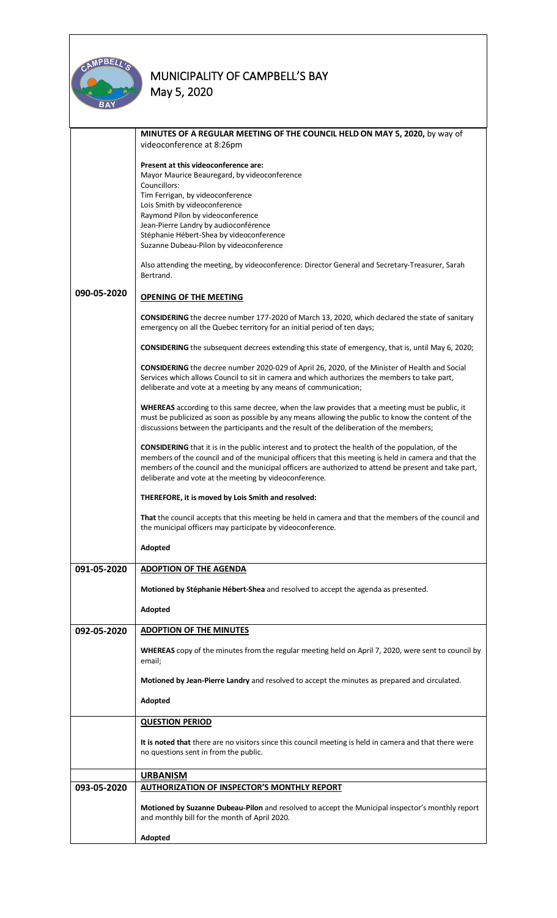# MUNICIPALITY OF CAMPBELL'S BAY
May 5, 2020

| | |
|---|---|
| | **MINUTES OF A REGULAR MEETING OF THE COUNCIL HELD ON MAY 5, 2020,** by way of videoconference at 8:26pm<br><br>**Present at this videoconference are:**<br>Mayor Maurice Beauregard, by videoconference<br>Councillors:<br>Tim Ferrigan, by videoconference<br>Lois Smith by videoconference<br>Raymond Pilon by videoconference<br>Jean-Pierre Landry by audioconférence<br>Stéphanie Hébert-Shea by videoconference<br>Suzanne Dubeau-Pilon by videoconference<br><br>Also attending the meeting, by videoconference: Director General and Secretary-Treasurer, Sarah Bertrand. |
| **090-05-2020** | **OPENING OF THE MEETING**<br><br>**CONSIDERING** the decree number 177-2020 of March 13, 2020, which declared the state of sanitary emergency on all the Quebec territory for an initial period of ten days;<br><br>**CONSIDERING** the subsequent decrees extending this state of emergency, that is, until May 6, 2020;<br><br>**CONSIDERING** the decree number 2020-029 of April 26, 2020, of the Minister of Health and Social Services which allows Council to sit in camera and which authorizes the members to take part, deliberate and vote at a meeting by any means of communication;<br><br>**WHEREAS** according to this same decree, when the law provides that a meeting must be public, it must be publicized as soon as possible by any means allowing the public to know the content of the discussions between the participants and the result of the deliberation of the members;<br><br>**CONSIDERING** that it is in the public interest and to protect the health of the population, of the members of the council and of the municipal officers that this meeting is held in camera and that the members of the council and the municipal officers are authorized to attend be present and take part, deliberate and vote at the meeting by videoconference.<br><br>**THEREFORE, it is moved by Lois Smith and resolved:**<br><br>**That** the council accepts that this meeting be held in camera and that the members of the council and the municipal officers may participate by videoconference.<br><br>**Adopted** |
| **091-05-2020** | **ADOPTION OF THE AGENDA**<br><br>**Motioned by Stéphanie Hébert-Shea** and resolved to accept the agenda as presented.<br><br>**Adopted** |
| **092-05-2020** | **ADOPTION OF THE MINUTES**<br><br>**WHEREAS** copy of the minutes from the regular meeting held on April 7, 2020, were sent to council by email;<br><br>**Motioned by Jean-Pierre Landry** and resolved to accept the minutes as prepared and circulated.<br><br>**Adopted** |
| | **QUESTION PERIOD**<br><br>**It is noted that** there are no visitors since this council meeting is held in camera and that there were no questions sent in from the public. |
| | **URBANISM** |
| **093-05-2020** | **AUTHORIZATION OF INSPECTOR'S MONTHLY REPORT**<br><br>**Motioned by Suzanne Dubeau-Pilon** and resolved to accept the Municipal inspector's monthly report and monthly bill for the month of April 2020.<br><br>**Adopted** |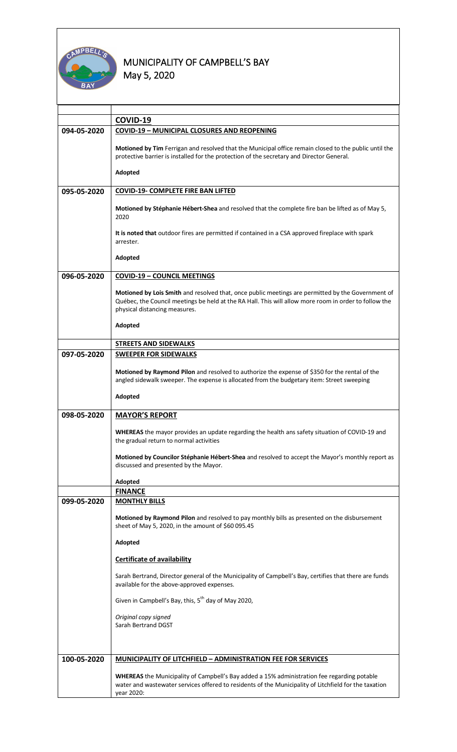# MUNICIPALITY OF CAMPBELL'S BAY
May 5, 2020

| | |
|---|---|
| | **COVID-19** |
| **094-05-2020** | **COVID-19 – MUNICIPAL CLOSURES AND REOPENING**<br><br>**Motioned by Tim** Ferrigan and resolved that the Municipal office remain closed to the public until the protective barrier is installed for the protection of the secretary and Director General.<br><br>**Adopted** |
| **095-05-2020** | **COVID-19- COMPLETE FIRE BAN LIFTED**<br><br>**Motioned by Stéphanie Hébert-Shea** and resolved that the complete fire ban be lifted as of May 5, 2020<br><br>**It is noted that** outdoor fires are permitted if contained in a CSA approved fireplace with spark arrester.<br><br>**Adopted** |
| **096-05-2020** | **COVID-19 – COUNCIL MEETINGS**<br><br>**Motioned by Lois Smith** and resolved that, once public meetings are permitted by the Government of Québec, the Council meetings be held at the RA Hall. This will allow more room in order to follow the physical distancing measures.<br><br>**Adopted** |
| | **STREETS AND SIDEWALKS** |
| **097-05-2020** | **SWEEPER FOR SIDEWALKS**<br><br>**Motioned by Raymond Pilon** and resolved to authorize the expense of $350 for the rental of the angled sidewalk sweeper. The expense is allocated from the budgetary item: Street sweeping<br><br>**Adopted** |
| **098-05-2020** | **MAYOR'S REPORT**<br><br>**WHEREAS** the mayor provides an update regarding the health ans safety situation of COVID-19 and the gradual return to normal activities<br><br>**Motioned by Councilor Stéphanie Hébert-Shea** and resolved to accept the Mayor's monthly report as discussed and presented by the Mayor.<br><br>**Adopted** |
| | **FINANCE** |
| **099-05-2020** | **MONTHLY BILLS**<br><br>**Motioned by Raymond Pilon** and resolved to pay monthly bills as presented on the disbursement sheet of May 5, 2020, in the amount of $60 095.45<br><br>**Adopted**<br><br>**Certificate of availability**<br><br>Sarah Bertrand, Director general of the Municipality of Campbell's Bay, certifies that there are funds available for the above-approved expenses.<br><br>Given in Campbell's Bay, this, 5th day of May 2020,<br><br>*Original copy signed*<br>Sarah Bertrand DGST |
| **100-05-2020** | **MUNICIPALITY OF LITCHFIELD – ADMINISTRATION FEE FOR SERVICES**<br><br>**WHEREAS** the Municipality of Campbell's Bay added a 15% administration fee regarding potable water and wastewater services offered to residents of the Municipality of Litchfield for the taxation year 2020: |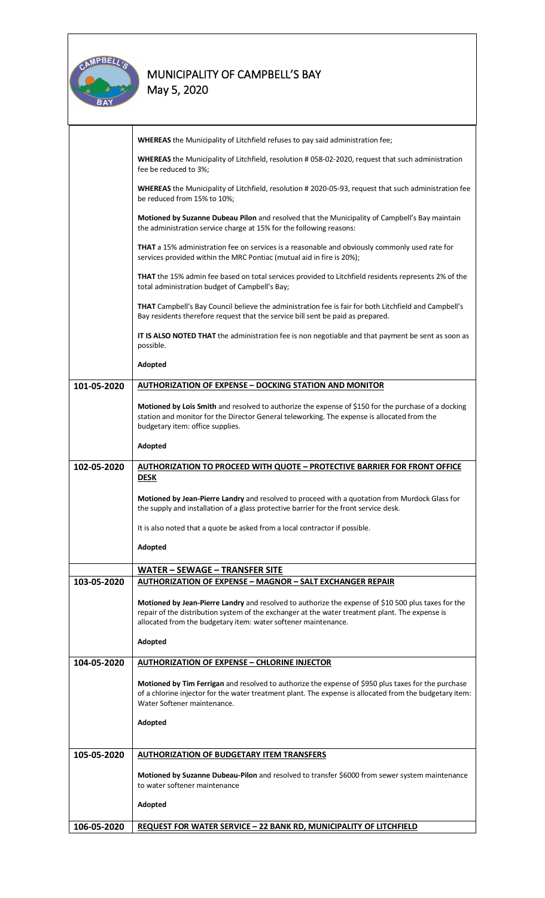**WHEREAS** the Municipality of Litchfield refuses to pay said administration fee;

**WHEREAS** the Municipality of Litchfield, resolution # 058-02-2020, request that such administration fee be reduced to 3%;

**WHEREAS** the Municipality of Litchfield, resolution # 2020-05-93, request that such administration fee be reduced from 15% to 10%;

**Motioned by Suzanne Dubeau Pilon** and resolved that the Municipality of Campbell's Bay maintain the administration service charge at 15% for the following reasons:

**THAT** a 15% administration fee on services is a reasonable and obviously commonly used rate for services provided within the MRC Pontiac (mutual aid in fire is 20%);

**THAT** the 15% admin fee based on total services provided to Litchfield residents represents 2% of the total administration budget of Campbell's Bay;

**THAT** Campbell's Bay Council believe the administration fee is fair for both Litchfield and Campbell's Bay residents therefore request that the service bill sent be paid as prepared.

**IT IS ALSO NOTED THAT** the administration fee is non negotiable and that payment be sent as soon as possible.

**Adopted**

---

**101-05-2020**

**AUTHORIZATION OF EXPENSE – DOCKING STATION AND MONITOR**

**Motioned by Lois Smith** and resolved to authorize the expense of $150 for the purchase of a docking station and monitor for the Director General teleworking. The expense is allocated from the budgetary item: office supplies.

**Adopted**

---

**102-05-2020**

**AUTHORIZATION TO PROCEED WITH QUOTE – PROTECTIVE BARRIER FOR FRONT OFFICE DESK**

**Motioned by Jean-Pierre Landry** and resolved to proceed with a quotation from Murdock Glass for the supply and installation of a glass protective barrier for the front service desk.

It is also noted that a quote be asked from a local contractor if possible.

**Adopted**

---

## WATER – SEWAGE – TRANSFER SITE

**103-05-2020**

**AUTHORIZATION OF EXPENSE – MAGNOR – SALT EXCHANGER REPAIR**

**Motioned by Jean-Pierre Landry** and resolved to authorize the expense of $10 500 plus taxes for the repair of the distribution system of the exchanger at the water treatment plant. The expense is allocated from the budgetary item: water softener maintenance.

**Adopted**

---

**104-05-2020**

**AUTHORIZATION OF EXPENSE – CHLORINE INJECTOR**

**Motioned by Tim Ferrigan** and resolved to authorize the expense of $950 plus taxes for the purchase of a chlorine injector for the water treatment plant. The expense is allocated from the budgetary item: Water Softener maintenance.

**Adopted**

---

**105-05-2020**

**AUTHORIZATION OF BUDGETARY ITEM TRANSFERS**

**Motioned by Suzanne Dubeau-Pilon** and resolved to transfer $6000 from sewer system maintenance to water softener maintenance

**Adopted**

---

**106-05-2020**

**REQUEST FOR WATER SERVICE – 22 BANK RD, MUNICIPALITY OF LITCHFIELD**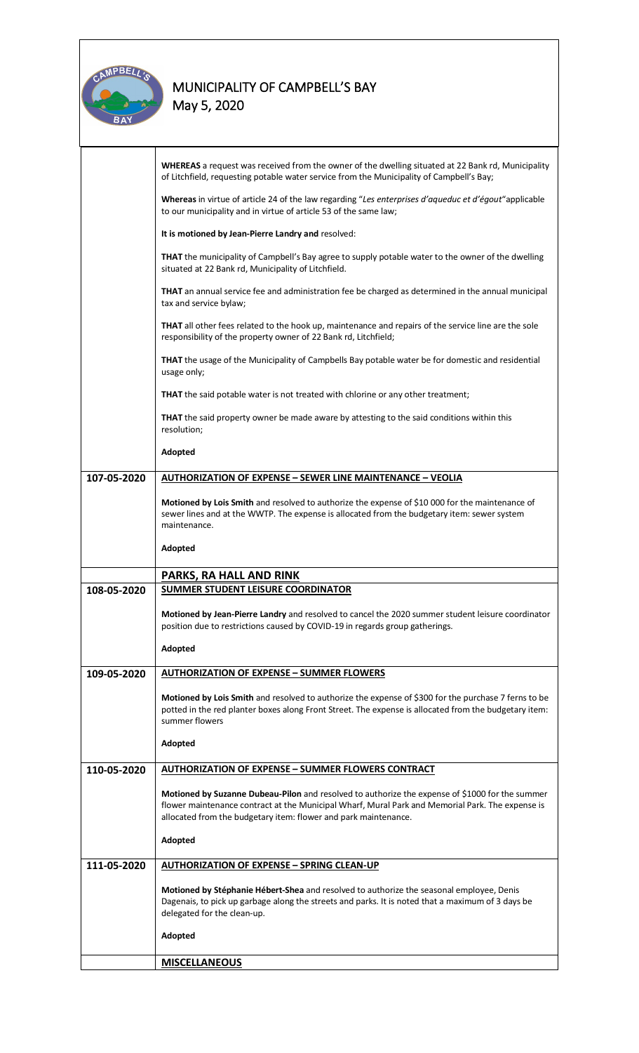**WHEREAS** a request was received from the owner of the dwelling situated at 22 Bank rd, Municipality of Litchfield, requesting potable water service from the Municipality of Campbell's Bay;

**Whereas** in virtue of article 24 of the law regarding "*Les enterprises d'aqueduc et d'égout*"applicable to our municipality and in virtue of article 53 of the same law;

**It is motioned by Jean-Pierre Landry and** resolved:

**THAT** the municipality of Campbell's Bay agree to supply potable water to the owner of the dwelling situated at 22 Bank rd, Municipality of Litchfield.

**THAT** an annual service fee and administration fee be charged as determined in the annual municipal tax and service bylaw;

**THAT** all other fees related to the hook up, maintenance and repairs of the service line are the sole responsibility of the property owner of 22 Bank rd, Litchfield;

**THAT** the usage of the Municipality of Campbells Bay potable water be for domestic and residential usage only;

**THAT** the said potable water is not treated with chlorine or any other treatment;

**THAT** the said property owner be made aware by attesting to the said conditions within this resolution;

**Adopted**

**107-05-2020** — **AUTHORIZATION OF EXPENSE – SEWER LINE MAINTENANCE – VEOLIA**

**Motioned by Lois Smith** and resolved to authorize the expense of $10 000 for the maintenance of sewer lines and at the WWTP. The expense is allocated from the budgetary item: sewer system maintenance.

**Adopted**

## PARKS, RA HALL AND RINK

**108-05-2020** — **SUMMER STUDENT LEISURE COORDINATOR**

**Motioned by Jean-Pierre Landry** and resolved to cancel the 2020 summer student leisure coordinator position due to restrictions caused by COVID-19 in regards group gatherings.

**Adopted**

**109-05-2020** — **AUTHORIZATION OF EXPENSE – SUMMER FLOWERS**

**Motioned by Lois Smith** and resolved to authorize the expense of $300 for the purchase 7 ferns to be potted in the red planter boxes along Front Street. The expense is allocated from the budgetary item: summer flowers

**Adopted**

**110-05-2020** — **AUTHORIZATION OF EXPENSE – SUMMER FLOWERS CONTRACT**

**Motioned by Suzanne Dubeau-Pilon** and resolved to authorize the expense of $1000 for the summer flower maintenance contract at the Municipal Wharf, Mural Park and Memorial Park. The expense is allocated from the budgetary item: flower and park maintenance.

**Adopted**

**111-05-2020** — **AUTHORIZATION OF EXPENSE – SPRING CLEAN-UP**

**Motioned by Stéphanie Hébert-Shea** and resolved to authorize the seasonal employee, Denis Dagenais, to pick up garbage along the streets and parks. It is noted that a maximum of 3 days be delegated for the clean-up.

**Adopted**

## MISCELLANEOUS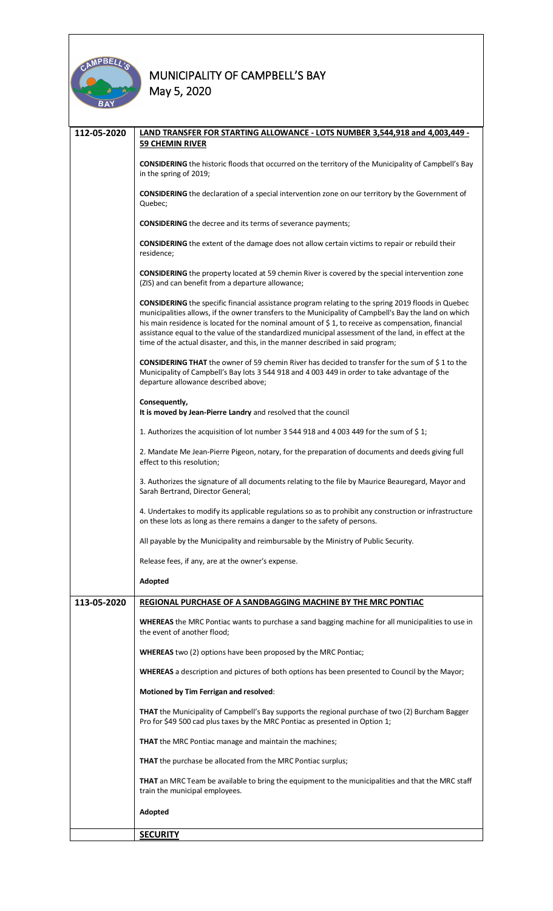# MUNICIPALITY OF CAMPBELL'S BAY

May 5, 2020

**112-05-2020**

## LAND TRANSFER FOR STARTING ALLOWANCE - LOTS NUMBER 3,544,918 and 4,003,449 - 59 CHEMIN RIVER

**CONSIDERING** the historic floods that occurred on the territory of the Municipality of Campbell's Bay in the spring of 2019;

**CONSIDERING** the declaration of a special intervention zone on our territory by the Government of Quebec;

**CONSIDERING** the decree and its terms of severance payments;

**CONSIDERING** the extent of the damage does not allow certain victims to repair or rebuild their residence;

**CONSIDERING** the property located at 59 chemin River is covered by the special intervention zone (ZIS) and can benefit from a departure allowance;

**CONSIDERING** the specific financial assistance program relating to the spring 2019 floods in Quebec municipalities allows, if the owner transfers to the Municipality of Campbell's Bay the land on which his main residence is located for the nominal amount of $ 1, to receive as compensation, financial assistance equal to the value of the standardized municipal assessment of the land, in effect at the time of the actual disaster, and this, in the manner described in said program;

**CONSIDERING THAT** the owner of 59 chemin River has decided to transfer for the sum of $ 1 to the Municipality of Campbell's Bay lots 3 544 918 and 4 003 449 in order to take advantage of the departure allowance described above;

**Consequently,**
**It is moved by Jean-Pierre Landry** and resolved that the council

1. Authorizes the acquisition of lot number 3 544 918 and 4 003 449 for the sum of $ 1;

2. Mandate Me Jean-Pierre Pigeon, notary, for the preparation of documents and deeds giving full effect to this resolution;

3. Authorizes the signature of all documents relating to the file by Maurice Beauregard, Mayor and Sarah Bertrand, Director General;

4. Undertakes to modify its applicable regulations so as to prohibit any construction or infrastructure on these lots as long as there remains a danger to the safety of persons.

All payable by the Municipality and reimbursable by the Ministry of Public Security.

Release fees, if any, are at the owner's expense.

**Adopted**

**113-05-2020**

## REGIONAL PURCHASE OF A SANDBAGGING MACHINE BY THE MRC PONTIAC

**WHEREAS** the MRC Pontiac wants to purchase a sand bagging machine for all municipalities to use in the event of another flood;

**WHEREAS** two (2) options have been proposed by the MRC Pontiac;

**WHEREAS** a description and pictures of both options has been presented to Council by the Mayor;

**Motioned by Tim Ferrigan and resolved**:

**THAT** the Municipality of Campbell's Bay supports the regional purchase of two (2) Burcham Bagger Pro for $49 500 cad plus taxes by the MRC Pontiac as presented in Option 1;

**THAT** the MRC Pontiac manage and maintain the machines;

**THAT** the purchase be allocated from the MRC Pontiac surplus;

**THAT** an MRC Team be available to bring the equipment to the municipalities and that the MRC staff train the municipal employees.

**Adopted**

## SECURITY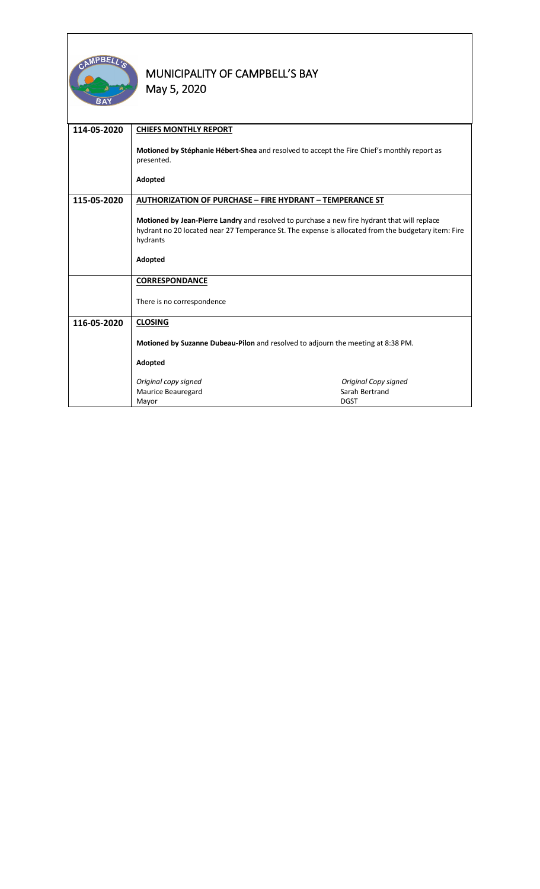# MUNICIPALITY OF CAMPBELL'S BAY

May 5, 2020

| | |
|---|---|
| **114-05-2020** | **CHIEFS MONTHLY REPORT**<br><br>**Motioned by Stéphanie Hébert-Shea** and resolved to accept the Fire Chief's monthly report as presented.<br><br>**Adopted** |
| **115-05-2020** | **AUTHORIZATION OF PURCHASE – FIRE HYDRANT – TEMPERANCE ST**<br><br>**Motioned by Jean-Pierre Landry** and resolved to purchase a new fire hydrant that will replace hydrant no 20 located near 27 Temperance St. The expense is allocated from the budgetary item: Fire hydrants<br><br>**Adopted** |
| | **CORRESPONDANCE**<br><br>There is no correspondence |
| **116-05-2020** | **CLOSING**<br><br>**Motioned by Suzanne Dubeau-Pilon** and resolved to adjourn the meeting at 8:38 PM.<br><br>**Adopted**<br><br>*Original copy signed* Maurice Beauregard Mayor<br><br>*Original Copy signed* Sarah Bertrand DGST |